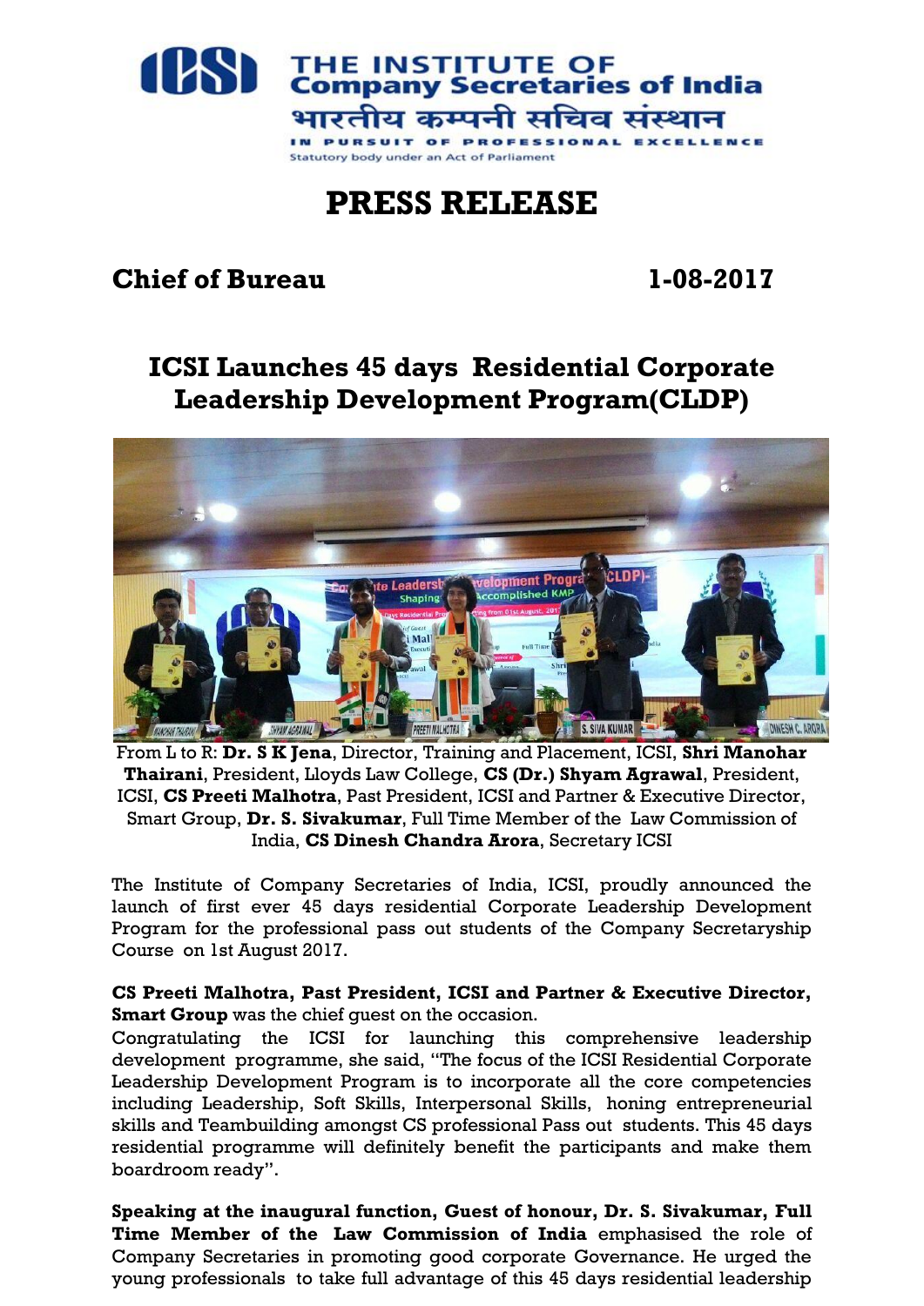THE INSTITUTE OF
Company Secretaries of India
भारतीय कम्पनी सचिव संस्थान
IN PURSUIT OF PROFESSIONAL EXCELLENCE
Statutory body under an Act of Parliament

# PRESS RELEASE

**Chief of Bureau** **1-08-2017**

## ICSI Launches 45 days Residential Corporate Leadership Development Program(CLDP)

From L to R: **Dr. S K Jena**, Director, Training and Placement, ICSI, **Shri Manohar Thairani**, President, Lloyds Law College, **CS (Dr.) Shyam Agrawal**, President, ICSI, **CS Preeti Malhotra**, Past President, ICSI and Partner & Executive Director, Smart Group, **Dr. S. Sivakumar**, Full Time Member of the Law Commission of India, **CS Dinesh Chandra Arora**, Secretary ICSI

The Institute of Company Secretaries of India, ICSI, proudly announced the launch of first ever 45 days residential Corporate Leadership Development Program for the professional pass out students of the Company Secretaryship Course on 1st August 2017.

**CS Preeti Malhotra, Past President, ICSI and Partner & Executive Director, Smart Group** was the chief guest on the occasion.

Congratulating the ICSI for launching this comprehensive leadership development programme, she said, "The focus of the ICSI Residential Corporate Leadership Development Program is to incorporate all the core competencies including Leadership, Soft Skills, Interpersonal Skills, honing entrepreneurial skills and Teambuilding amongst CS professional Pass out students. This 45 days residential programme will definitely benefit the participants and make them boardroom ready".

**Speaking at the inaugural function, Guest of honour, Dr. S. Sivakumar, Full Time Member of the Law Commission of India** emphasised the role of Company Secretaries in promoting good corporate Governance. He urged the young professionals to take full advantage of this 45 days residential leadership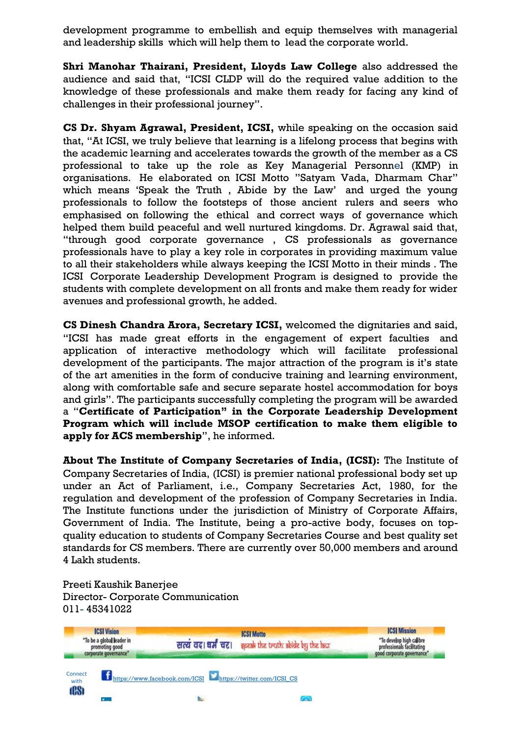development programme to embellish and equip themselves with managerial and leadership skills which will help them to lead the corporate world.

**Shri Manohar Thairani, President, Lloyds Law College** also addressed the audience and said that, "ICSI CLDP will do the required value addition to the knowledge of these professionals and make them ready for facing any kind of challenges in their professional journey".

**CS Dr. Shyam Agrawal, President, ICSI,** while speaking on the occasion said that, "At ICSI, we truly believe that learning is a lifelong process that begins with the academic learning and accelerates towards the growth of the member as a CS professional to take up the role as Key Managerial Personnel (KMP) in organisations. He elaborated on ICSI Motto "Satyam Vada, Dharmam Char" which means 'Speak the Truth , Abide by the Law' and urged the young professionals to follow the footsteps of those ancient rulers and seers who emphasised on following the ethical and correct ways of governance which helped them build peaceful and well nurtured kingdoms. Dr. Agrawal said that, "through good corporate governance , CS professionals as governance professionals have to play a key role in corporates in providing maximum value to all their stakeholders while always keeping the ICSI Motto in their minds . The ICSI Corporate Leadership Development Program is designed to provide the students with complete development on all fronts and make them ready for wider avenues and professional growth, he added.

**CS Dinesh Chandra Arora, Secretary ICSI,** welcomed the dignitaries and said, "ICSI has made great efforts in the engagement of expert faculties and application of interactive methodology which will facilitate professional development of the participants. The major attraction of the program is it's state of the art amenities in the form of conducive training and learning environment, along with comfortable safe and secure separate hostel accommodation for boys and girls". The participants successfully completing the program will be awarded a "**Certificate of Participation" in the Corporate Leadership Development Program which will include MSOP certification to make them eligible to apply for ACS membership**", he informed.

**About The Institute of Company Secretaries of India, (ICSI):** The Institute of Company Secretaries of India, (ICSI) is premier national professional body set up under an Act of Parliament, i.e., Company Secretaries Act, 1980, for the regulation and development of the profession of Company Secretaries in India. The Institute functions under the jurisdiction of Ministry of Corporate Affairs, Government of India. The Institute, being a pro-active body, focuses on top-quality education to students of Company Secretaries Course and best quality set standards for CS members. There are currently over 50,000 members and around 4 Lakh students.

Preeti Kaushik Banerjee
Director- Corporate Communication
011- 45341022

ICSI Vision
"To be a global leader in promoting good corporate governance"

ICSI Motto
सत्यं वद। धर्मं चर। speak the truth. abide by the law.

ICSI Mission
"To develop high calibre professionals facilitating good corporate governance"

Connect with ICSI

https://www.facebook.com/ICSI https://twitter.com/ICSI_CS